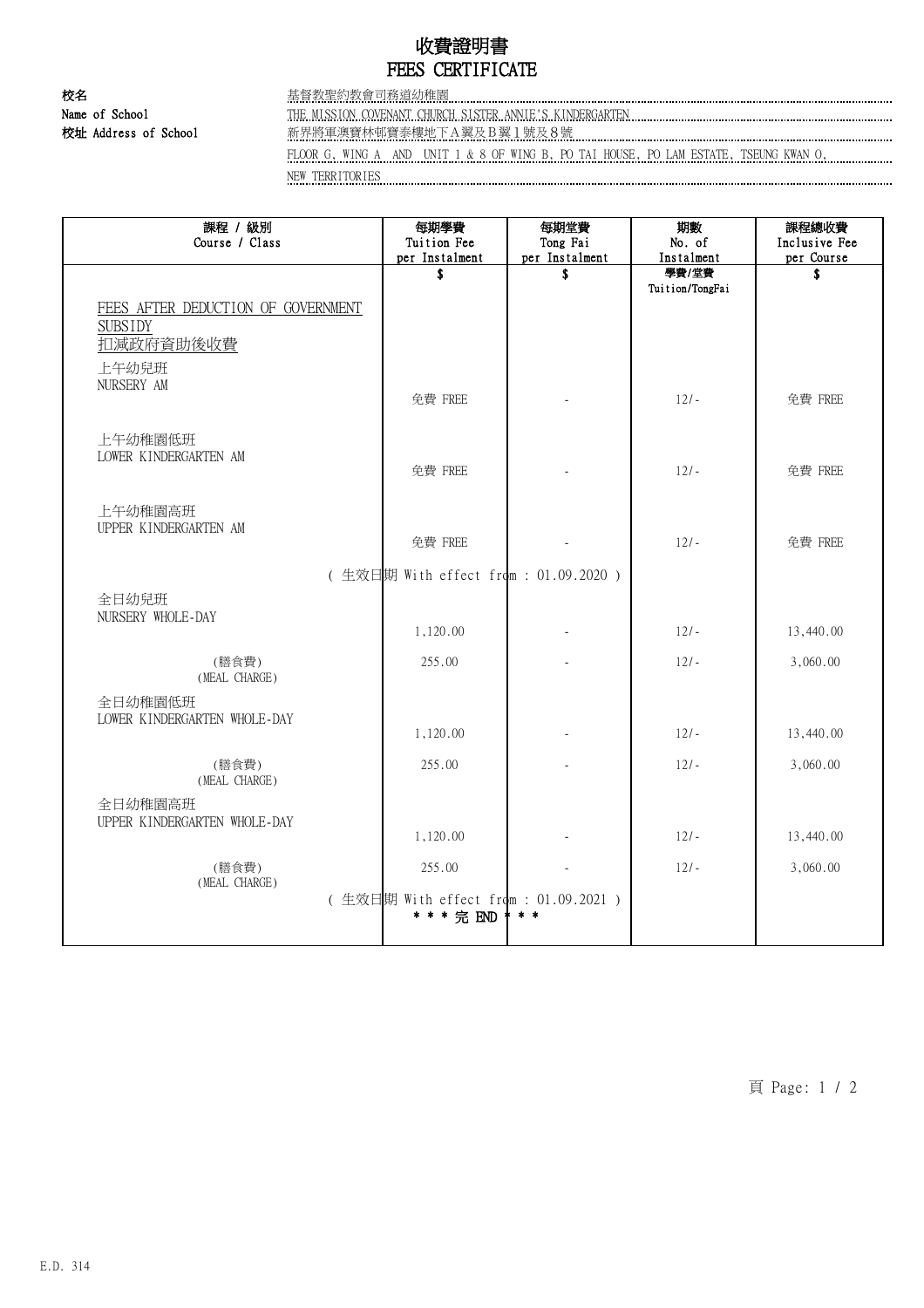# 收費證明書
# FEES CERTIFICATE

**校名**
**Name of School**
基督教聖約教會司務道幼稚園
THE MISSION COVENANT CHURCH SISTER ANNIE'S KINDERGARTEN

**校址 Address of School**
新界將軍澳寶林邨寶泰樓地下A翼及B翼1號及8號
FLOOR G, WING A AND UNIT 1 & 8 OF WING B, PO TAI HOUSE, PO LAM ESTATE, TSEUNG KWAN O, NEW TERRITORIES

| 課程 / 級別<br>Course / Class | 每期學費<br>Tuition Fee<br>per Instalment | 每期堂費<br>Tong Fai<br>per Instalment | 期數<br>No. of<br>Instalment | 課程總收費<br>Inclusive Fee<br>per Course |
|---|---|---|---|---|
| | $ | $ | 學費/堂費<br>Tuition/TongFai | $ |
| FEES AFTER DEDUCTION OF GOVERNMENT SUBSIDY<br>扣減政府資助後收費 | | | | |
| 上午幼兒班<br>NURSERY AM | 免費 FREE | - | 12/- | 免費 FREE |
| 上午幼稚園低班<br>LOWER KINDERGARTEN AM | 免費 FREE | - | 12/- | 免費 FREE |
| 上午幼稚園高班<br>UPPER KINDERGARTEN AM | 免費 FREE | - | 12/- | 免費 FREE |
| | ( 生效日期 With effect from : 01.09.2020 ) | | | |
| 全日幼兒班<br>NURSERY WHOLE-DAY | 1,120.00 | - | 12/- | 13,440.00 |
| (膳食費)<br>(MEAL CHARGE) | 255.00 | - | 12/- | 3,060.00 |
| 全日幼稚園低班<br>LOWER KINDERGARTEN WHOLE-DAY | 1,120.00 | - | 12/- | 13,440.00 |
| (膳食費)<br>(MEAL CHARGE) | 255.00 | - | 12/- | 3,060.00 |
| 全日幼稚園高班<br>UPPER KINDERGARTEN WHOLE-DAY | 1,120.00 | - | 12/- | 13,440.00 |
| (膳食費)<br>(MEAL CHARGE) | 255.00 | - | 12/- | 3,060.00 |
| | ( 生效日期 With effect from : 01.09.2021 ) | | | |
| | * * * 完 END * * * | | | |

E.D. 314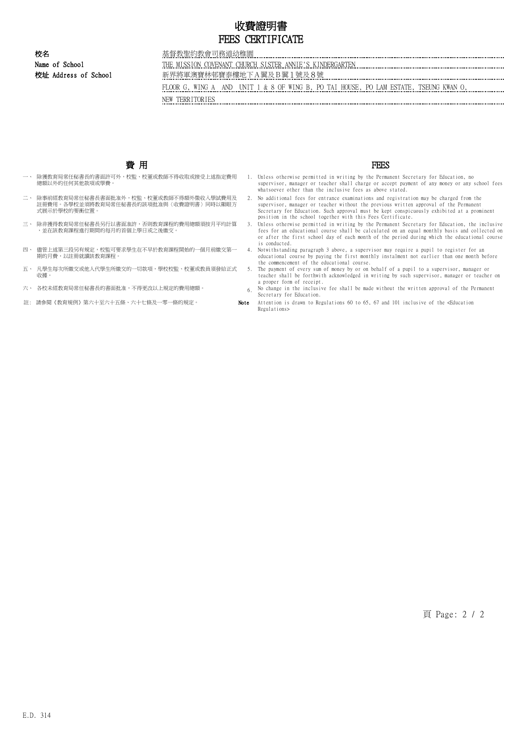# 收費證明書
# FEES CERTIFICATE

**校名** 基督教聖約教會司務道幼稚園

**Name of School** THE MISSION COVENANT CHURCH SISTER ANNIE'S KINDERGARTEN

**校址 Address of School** 新界將軍澳寶林邨寶泰樓地下A翼及B翼1號及8號

FLOOR G, WING A AND UNIT 1 & 8 OF WING B, PO TAI HOUSE, PO LAM ESTATE, TSEUNG KWAN O, NEW TERRITORIES

## 費 用

一、 除獲教育局常任秘書長的書面許可外，校監、校董或教師不得收取或接受上述指定費用總額以外的任何其他款項或學費。

二、 除事前經教育局常任秘書長書面批准外，校監、校董或教師不得額外徵收入學試費用及註冊費用。各學校並須將教育局常任秘書長的該項批准與〈收費證明書〉同時以顯眼方式展示於學校的要衝位置。

三、 除非獲得教育局常任秘書長另行以書面准許，否則教育課程的費用總額須按月平均計算，並在該教育課程進行期間的每月的首個上學日或之後繳交。

四、 儘管上述第三段另有規定，校監可要求學生在不早於教育課程開始的一個月前繳交第一期的月費，以註冊就讀該教育課程。

五、 凡學生每次所繳交或他人代學生所繳交的一切款項，學校校監、校董或教員須發給正式收據。

六、 各校未經教育局常任秘書長的書面批准，不得更改以上規定的費用總額。

註: 請參閱《教育規例》第六十至六十五條、六十七條及一零一條的規定。

## FEES

1. Unless otherwise permitted in writing by the Permanent Secretary for Education, no supervisor, manager or teacher shall charge or accept payment of any money or any school fees whatsoever other than the inclusive fees as above stated.
2. No additional fees for entrance examinations and registration may be charged from the supervisor, manager or teacher without the previous written approval of the Permanent Secretary for Education. Such approval must be kept conspicuously exhibited at a prominent position in the school together with this Fees Certificate.
3. Unless otherwise permitted in writing by the Permanent Secretary for Education, the inclusive fees for an educational course shall be calculated on an equal monthly basis and collected on or after the first school day of each month of the period during which the educational course is conducted.
4. Notwithstanding paragraph 3 above, a supervisor may require a pupil to register for an educational course by paying the first monthly instalment not earlier than one month before the commencement of the educational course.
5. The payment of every sum of money by or on behalf of a pupil to a supervisor, manager or teacher shall be forthwith acknowledged in writing by such supervisor, manager or teacher on a proper form of receipt.
6. No change in the inclusive fee shall be made without the written approval of the Permanent Secretary for Education.

**Note** Attention is drawn to Regulations 60 to 65, 67 and 101 inclusive of the <Education Regulations>

E.D. 314